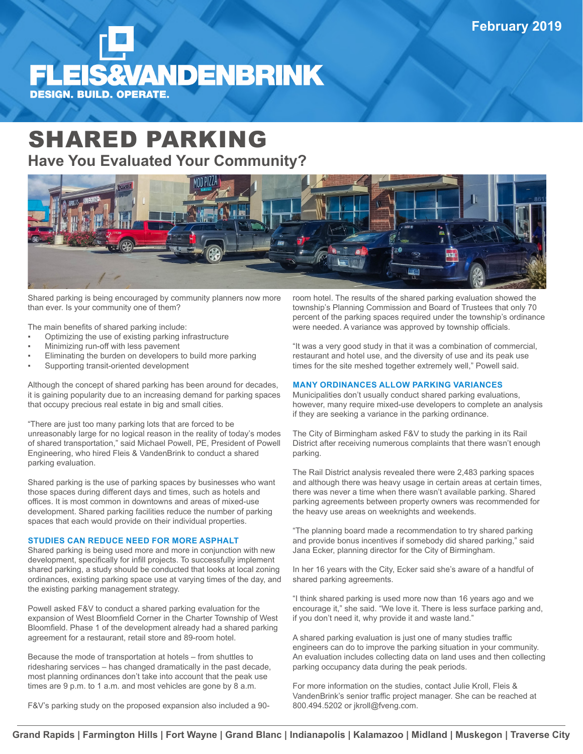February 2019

FLEIS&VANDENBRINK

DESIGN. BUILD. OPERATE.

# SHARED PARKING

## Have You Evaluated Your Community?

Shared parking is being encouraged by community planners now more than ever. Is your community one of them?

The main benefits of shared parking include:

- Optimizing the use of existing parking infrastructure
- Minimizing run-off with less pavement
- Eliminating the burden on developers to build more parking
- Supporting transit-oriented development

Although the concept of shared parking has been around for decades, it is gaining popularity due to an increasing demand for parking spaces that occupy precious real estate in big and small cities.

"There are just too many parking lots that are forced to be unreasonably large for no logical reason in the reality of today's modes of shared transportation," said Michael Powell, PE, President of Powell Engineering, who hired Fleis & VandenBrink to conduct a shared parking evaluation.

Shared parking is the use of parking spaces by businesses who want those spaces during different days and times, such as hotels and offices. It is most common in downtowns and areas of mixed-use development. Shared parking facilities reduce the number of parking spaces that each would provide on their individual properties.

### STUDIES CAN REDUCE NEED FOR MORE ASPHALT

Shared parking is being used more and more in conjunction with new development, specifically for infill projects. To successfully implement shared parking, a study should be conducted that looks at local zoning ordinances, existing parking space use at varying times of the day, and the existing parking management strategy.

Powell asked F&V to conduct a shared parking evaluation for the expansion of West Bloomfield Corner in the Charter Township of West Bloomfield. Phase 1 of the development already had a shared parking agreement for a restaurant, retail store and 89-room hotel.

Because the mode of transportation at hotels – from shuttles to ridesharing services – has changed dramatically in the past decade, most planning ordinances don't take into account that the peak use times are 9 p.m. to 1 a.m. and most vehicles are gone by 8 a.m.

F&V's parking study on the proposed expansion also included a 90-room hotel. The results of the shared parking evaluation showed the township's Planning Commission and Board of Trustees that only 70 percent of the parking spaces required under the township's ordinance were needed. A variance was approved by township officials.

"It was a very good study in that it was a combination of commercial, restaurant and hotel use, and the diversity of use and its peak use times for the site meshed together extremely well," Powell said.

### MANY ORDINANCES ALLOW PARKING VARIANCES

Municipalities don't usually conduct shared parking evaluations, however, many require mixed-use developers to complete an analysis if they are seeking a variance in the parking ordinance.

The City of Birmingham asked F&V to study the parking in its Rail District after receiving numerous complaints that there wasn't enough parking.

The Rail District analysis revealed there were 2,483 parking spaces and although there was heavy usage in certain areas at certain times, there was never a time when there wasn't available parking. Shared parking agreements between property owners was recommended for the heavy use areas on weeknights and weekends.

"The planning board made a recommendation to try shared parking and provide bonus incentives if somebody did shared parking," said Jana Ecker, planning director for the City of Birmingham.

In her 16 years with the City, Ecker said she's aware of a handful of shared parking agreements.

"I think shared parking is used more now than 16 years ago and we encourage it," she said. "We love it. There is less surface parking and, if you don't need it, why provide it and waste land."

A shared parking evaluation is just one of many studies traffic engineers can do to improve the parking situation in your community. An evaluation includes collecting data on land uses and then collecting parking occupancy data during the peak periods.

For more information on the studies, contact Julie Kroll, Fleis & VandenBrink's senior traffic project manager. She can be reached at 800.494.5202 or jkroll@fveng.com.

Grand Rapids | Farmington Hills | Fort Wayne | Grand Blanc | Indianapolis | Kalamazoo | Midland | Muskegon | Traverse City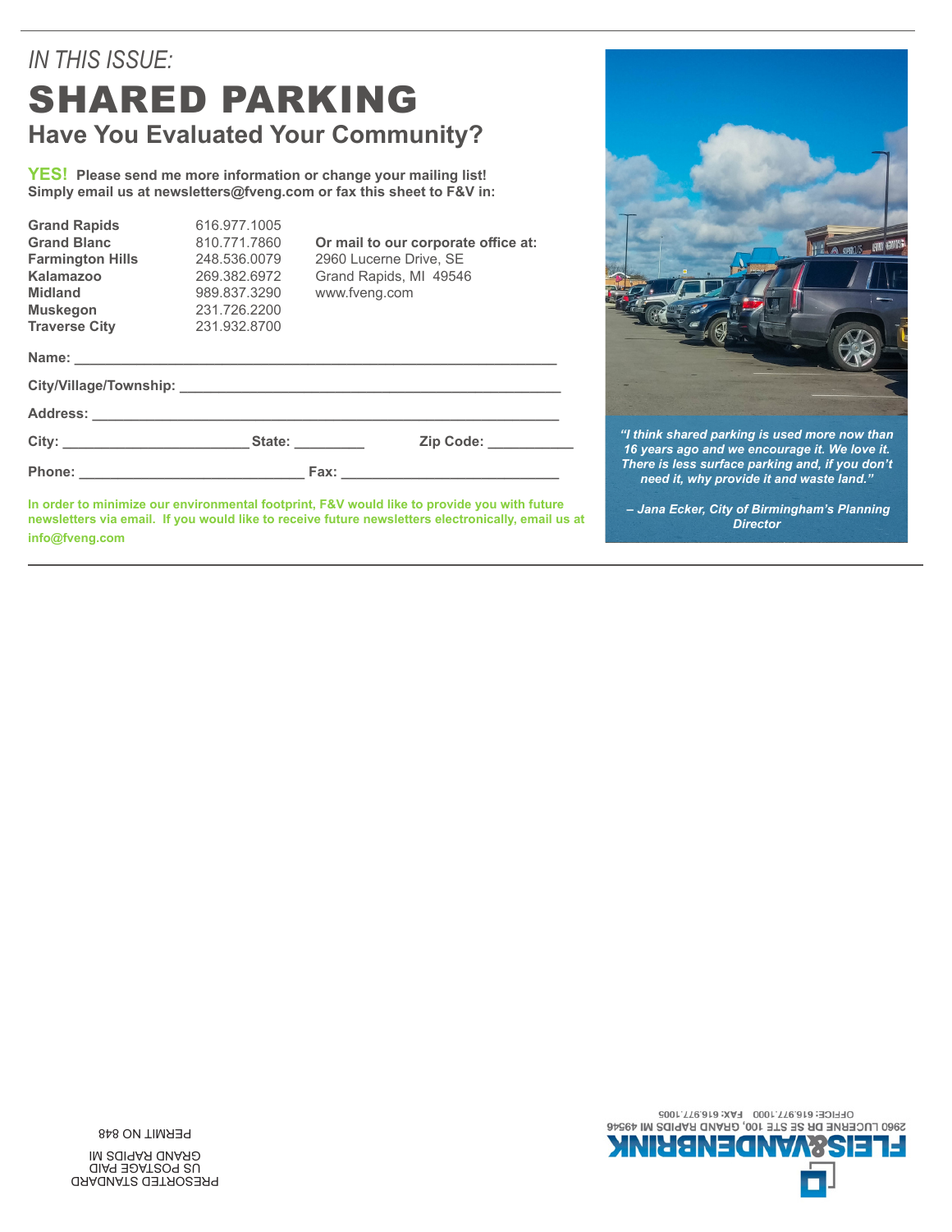*IN THIS ISSUE:*

# SHARED PARKING

## Have You Evaluated Your Community?

**YES! Please send me more information or change your mailing list!**
**Simply email us at newsletters@fveng.com or fax this sheet to F&V in:**

| | |
|---|---|
| **Grand Rapids** | 616.977.1005 |
| **Grand Blanc** | 810.771.7860 |
| **Farmington Hills** | 248.536.0079 |
| **Kalamazoo** | 269.382.6972 |
| **Midland** | 989.837.3290 |
| **Muskegon** | 231.726.2200 |
| **Traverse City** | 231.932.8700 |

**Or mail to our corporate office at:**
2960 Lucerne Drive, SE
Grand Rapids, MI 49546
www.fveng.com

**Name:** ____________________________________________________________

**City/Village/Township:** ________________________________________________

**Address:** __________________________________________________________

**City:** ________________________ **State:** _________ **Zip Code:** ___________

**Phone:** _____________________________ **Fax:** ____________________________

**In order to minimize our environmental footprint, F&V would like to provide you with future newsletters via email. If you would like to receive future newsletters electronically, email us at info@fveng.com**

***"I think shared parking is used more now than 16 years ago and we encourage it. We love it. There is less surface parking and, if you don't need it, why provide it and waste land."***

***– Jana Ecker, City of Birmingham's Planning Director***

PRESORTED STANDARD
US POSTAGE PAID
GRAND RAPIDS MI
PERMIT NO 848

FLEIS & VANDENBRINK
2960 LUCERNE DR SE STE 100, GRAND RAPIDS MI 49546
OFFICE: 616.977.1000 FAX: 616.977.1005